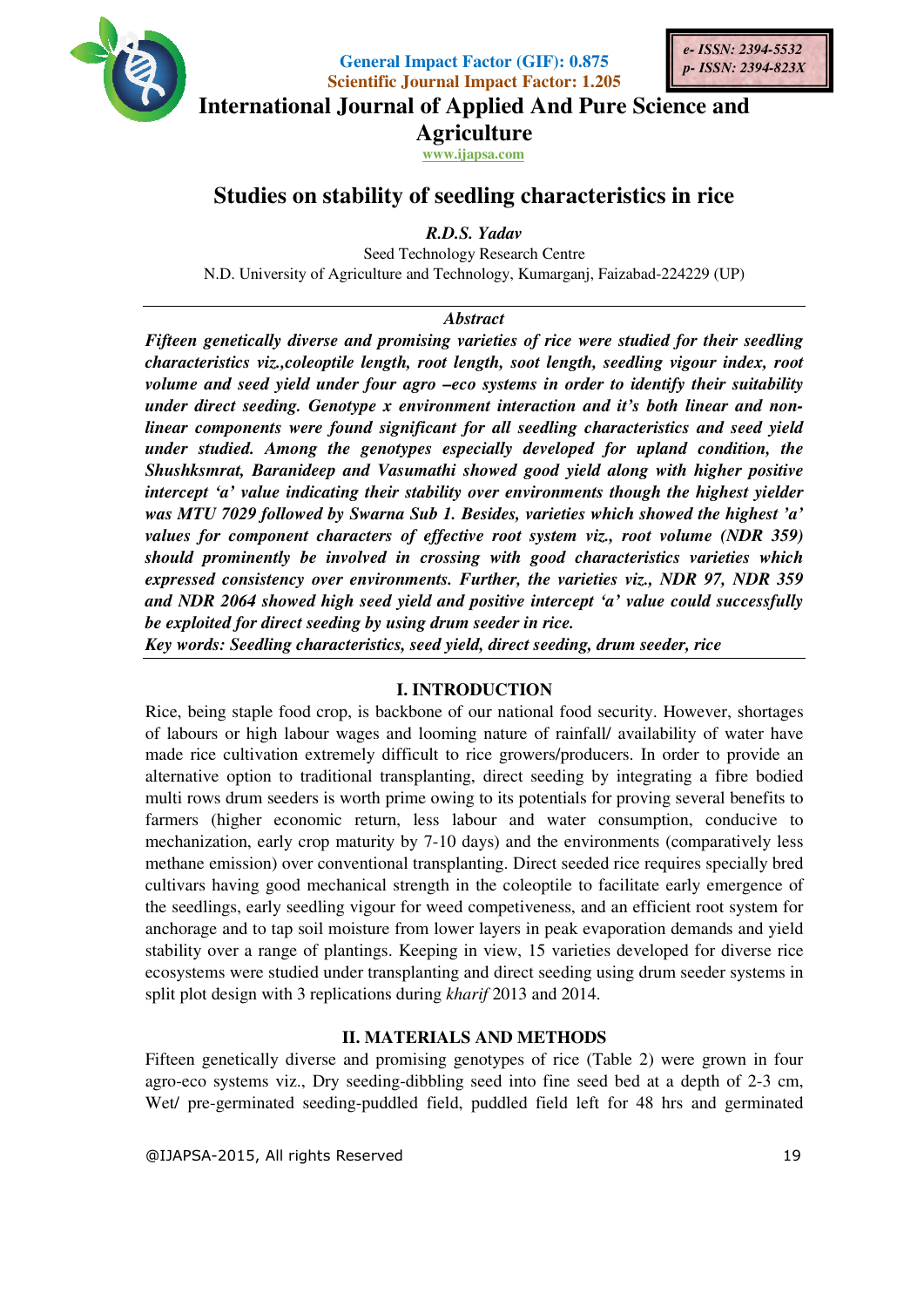General Impact Factor (GIF): 0.875
Scientific Journal Impact Factor: 1.205

e- ISSN: 2394-5532
p- ISSN: 2394-823X

# International Journal of Applied And Pure Science and Agriculture

www.ijapsa.com

## Studies on stability of seedling characteristics in rice

*R.D.S. Yadav*

Seed Technology Research Centre
N.D. University of Agriculture and Technology, Kumarganj, Faizabad-224229 (UP)

### *Abstract*

***Fifteen genetically diverse and promising varieties of rice were studied for their seedling characteristics viz.,coleoptile length, root length, soot length, seedling vigour index, root volume and seed yield under four agro –eco systems in order to identify their suitability under direct seeding. Genotype x environment interaction and it's both linear and non-linear components were found significant for all seedling characteristics and seed yield under studied. Among the genotypes especially developed for upland condition, the Shushksmrat, Baranideep and Vasumathi showed good yield along with higher positive intercept 'a' value indicating their stability over environments though the highest yielder was MTU 7029 followed by Swarna Sub 1. Besides, varieties which showed the highest 'a' values for component characters of effective root system viz., root volume (NDR 359) should prominently be involved in crossing with good characteristics varieties which expressed consistency over environments. Further, the varieties viz., NDR 97, NDR 359 and NDR 2064 showed high seed yield and positive intercept 'a' value could successfully be exploited for direct seeding by using drum seeder in rice.***

***Key words: Seedling characteristics, seed yield, direct seeding, drum seeder, rice***

## I. INTRODUCTION

Rice, being staple food crop, is backbone of our national food security. However, shortages of labours or high labour wages and looming nature of rainfall/ availability of water have made rice cultivation extremely difficult to rice growers/producers. In order to provide an alternative option to traditional transplanting, direct seeding by integrating a fibre bodied multi rows drum seeders is worth prime owing to its potentials for proving several benefits to farmers (higher economic return, less labour and water consumption, conducive to mechanization, early crop maturity by 7-10 days) and the environments (comparatively less methane emission) over conventional transplanting. Direct seeded rice requires specially bred cultivars having good mechanical strength in the coleoptile to facilitate early emergence of the seedlings, early seedling vigour for weed competiveness, and an efficient root system for anchorage and to tap soil moisture from lower layers in peak evaporation demands and yield stability over a range of plantings. Keeping in view, 15 varieties developed for diverse rice ecosystems were studied under transplanting and direct seeding using drum seeder systems in split plot design with 3 replications during *kharif* 2013 and 2014.

## II. MATERIALS AND METHODS

Fifteen genetically diverse and promising genotypes of rice (Table 2) were grown in four agro-eco systems viz., Dry seeding-dibbling seed into fine seed bed at a depth of 2-3 cm, Wet/ pre-germinated seeding-puddled field, puddled field left for 48 hrs and germinated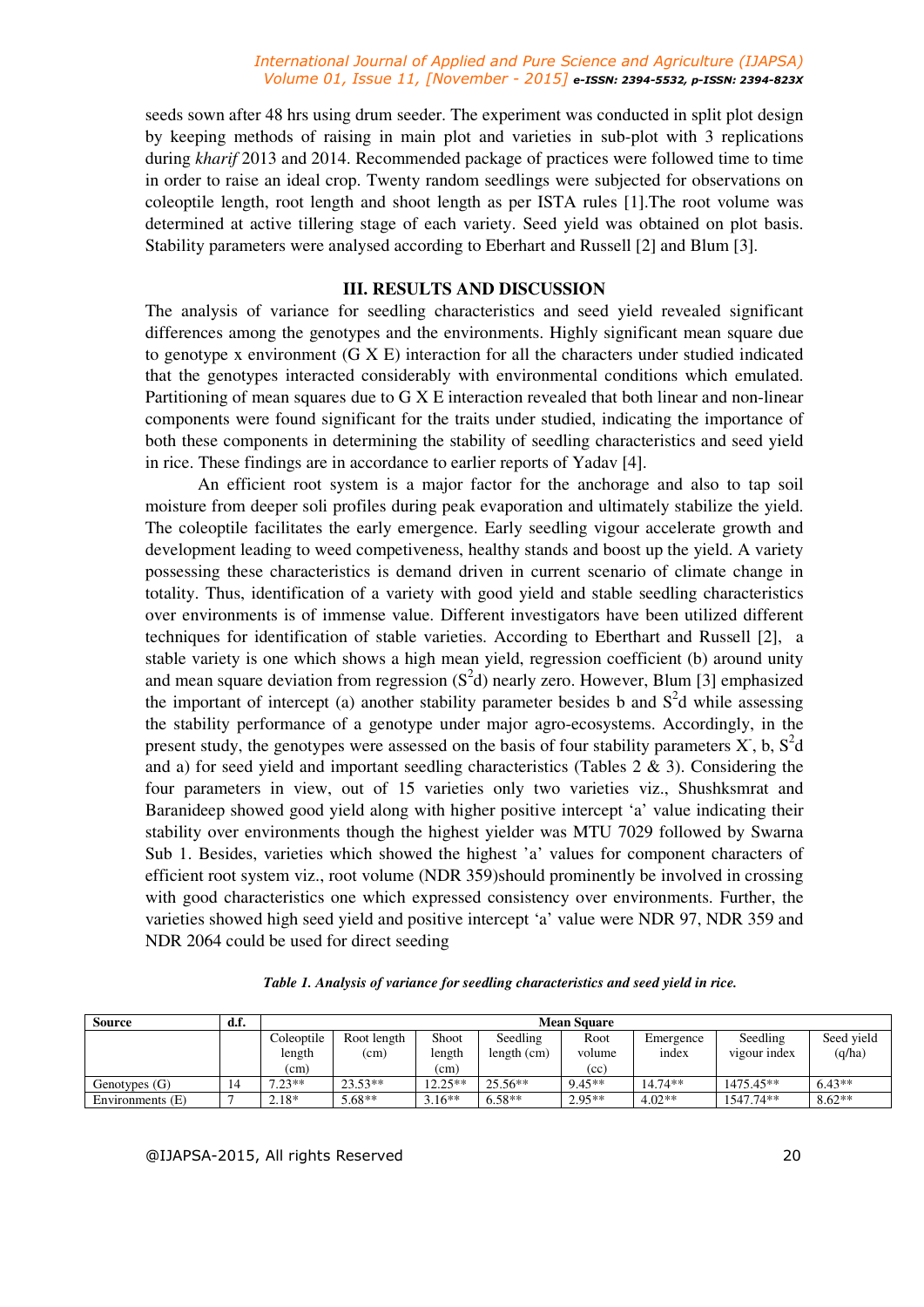seeds sown after 48 hrs using drum seeder. The experiment was conducted in split plot design by keeping methods of raising in main plot and varieties in sub-plot with 3 replications during *kharif* 2013 and 2014. Recommended package of practices were followed time to time in order to raise an ideal crop. Twenty random seedlings were subjected for observations on coleoptile length, root length and shoot length as per ISTA rules [1].The root volume was determined at active tillering stage of each variety. Seed yield was obtained on plot basis. Stability parameters were analysed according to Eberhart and Russell [2] and Blum [3].

## III. RESULTS AND DISCUSSION

The analysis of variance for seedling characteristics and seed yield revealed significant differences among the genotypes and the environments. Highly significant mean square due to genotype x environment (G X E) interaction for all the characters under studied indicated that the genotypes interacted considerably with environmental conditions which emulated. Partitioning of mean squares due to G X E interaction revealed that both linear and non-linear components were found significant for the traits under studied, indicating the importance of both these components in determining the stability of seedling characteristics and seed yield in rice. These findings are in accordance to earlier reports of Yadav [4].

An efficient root system is a major factor for the anchorage and also to tap soil moisture from deeper soli profiles during peak evaporation and ultimately stabilize the yield. The coleoptile facilitates the early emergence. Early seedling vigour accelerate growth and development leading to weed competiveness, healthy stands and boost up the yield. A variety possessing these characteristics is demand driven in current scenario of climate change in totality. Thus, identification of a variety with good yield and stable seedling characteristics over environments is of immense value. Different investigators have been utilized different techniques for identification of stable varieties. According to Eberthart and Russell [2], a stable variety is one which shows a high mean yield, regression coefficient (b) around unity and mean square deviation from regression ($S^2$d) nearly zero. However, Blum [3] emphasized the important of intercept (a) another stability parameter besides b and $S^2$d while assessing the stability performance of a genotype under major agro-ecosystems. Accordingly, in the present study, the genotypes were assessed on the basis of four stability parameters $\bar{X}$, b, $S^2$d and a) for seed yield and important seedling characteristics (Tables 2 & 3). Considering the four parameters in view, out of 15 varieties only two varieties viz., Shushksmrat and Baranideep showed good yield along with higher positive intercept 'a' value indicating their stability over environments though the highest yielder was MTU 7029 followed by Swarna Sub 1. Besides, varieties which showed the highest 'a' values for component characters of efficient root system viz., root volume (NDR 359)should prominently be involved in crossing with good characteristics one which expressed consistency over environments. Further, the varieties showed high seed yield and positive intercept 'a' value were NDR 97, NDR 359 and NDR 2064 could be used for direct seeding

*Table 1. Analysis of variance for seedling characteristics and seed yield in rice.*

| Source | d.f. | Mean Square | | | | | | | |
|---|---|---|---|---|---|---|---|---|---|
| | | Coleoptile length (cm) | Root length (cm) | Shoot length (cm) | Seedling length (cm) | Root volume (cc) | Emergence index | Seedling vigour index | Seed yield (q/ha) |
| Genotypes (G) | 14 | 7.23** | 23.53** | 12.25** | 25.56** | 9.45** | 14.74** | 1475.45** | 6.43** |
| Environments (E) | 7 | 2.18* | 5.68** | 3.16** | 6.58** | 2.95** | 4.02** | 1547.74** | 8.62** |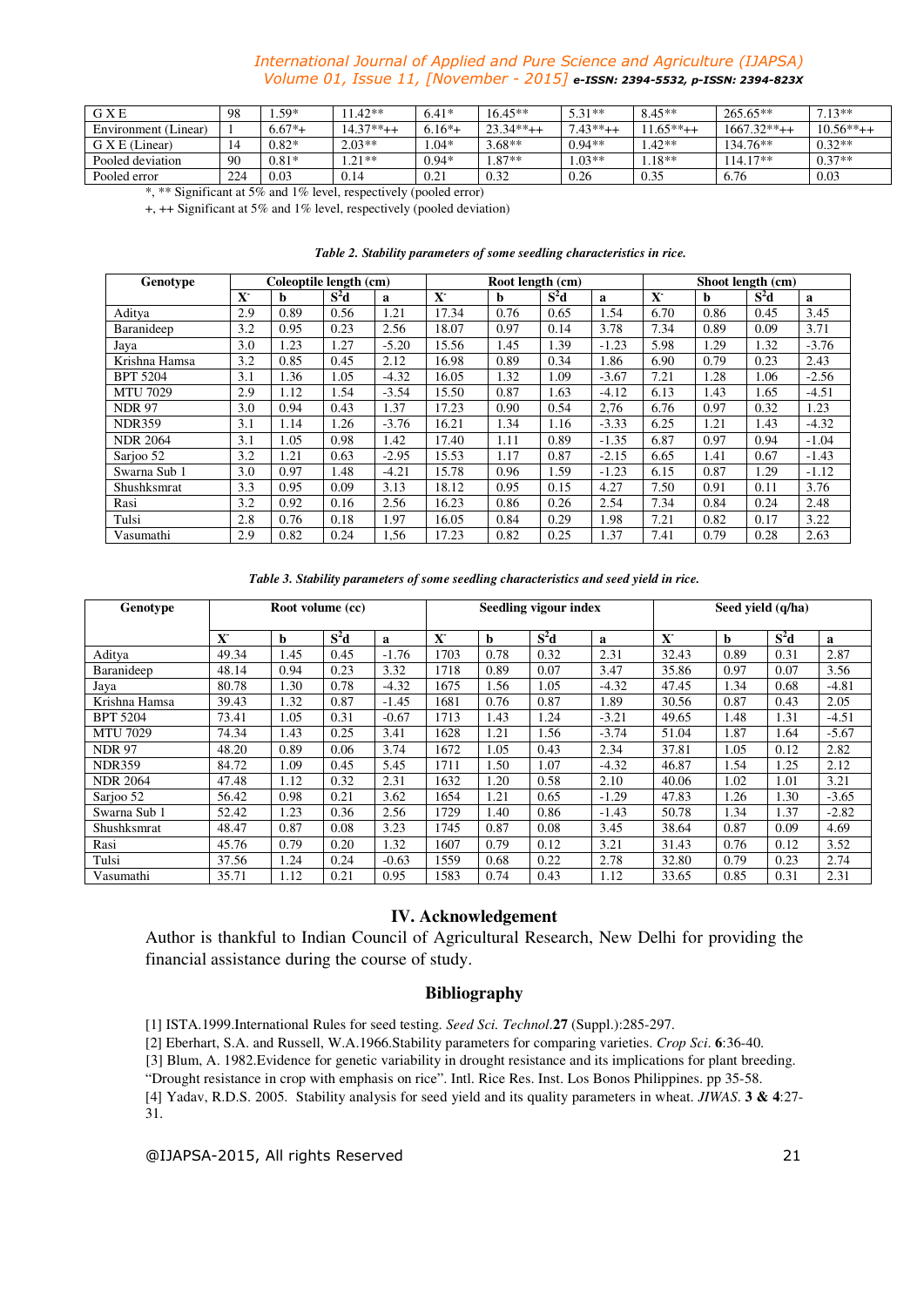| | | | | | | | | | |
|---|---|---|---|---|---|---|---|---|---|
| G X E | 98 | 1.59* | 11.42** | 6.41* | 16.45** | 5.31** | 8.45** | 265.65** | 7.13** |
| Environment (Linear) | 1 | 6.67*+ | 14.37**++ | 6.16*+ | 23.34**++ | 7.43**++ | 11.65**++ | 1667.32**++ | 10.56**++ |
| G X E (Linear) | 14 | 0.82* | 2.03** | 1.04* | 3.68** | 0.94** | 1.42** | 134.76** | 0.32** |
| Pooled deviation | 90 | 0.81* | 1.21** | 0.94* | 1.87** | 1.03** | 1.18** | 114.17** | 0.37** |
| Pooled error | 224 | 0.03 | 0.14 | 0.21 | 0.32 | 0.26 | 0.35 | 6.76 | 0.03 |

*, ** Significant at 5% and 1% level, respectively (pooled error)

+, ++ Significant at 5% and 1% level, respectively (pooled deviation)

*Table 2. Stability parameters of some seedling characteristics in rice.*

| Genotype | Coleoptile length (cm) | | | | Root length (cm) | | | | Shoot length (cm) | | | |
|---|---|---|---|---|---|---|---|---|---|---|---|---|
| | $\bar{X}$ | b | $S^2d$ | a | $\bar{X}$ | b | $S^2d$ | a | $\bar{X}$ | b | $S^2d$ | a |
| Aditya | 2.9 | 0.89 | 0.56 | 1.21 | 17.34 | 0.76 | 0.65 | 1.54 | 6.70 | 0.86 | 0.45 | 3.45 |
| Baranideep | 3.2 | 0.95 | 0.23 | 2.56 | 18.07 | 0.97 | 0.14 | 3.78 | 7.34 | 0.89 | 0.09 | 3.71 |
| Jaya | 3.0 | 1.23 | 1.27 | -5.20 | 15.56 | 1.45 | 1.39 | -1.23 | 5.98 | 1.29 | 1.32 | -3.76 |
| Krishna Hamsa | 3.2 | 0.85 | 0.45 | 2.12 | 16.98 | 0.89 | 0.34 | 1.86 | 6.90 | 0.79 | 0.23 | 2.43 |
| BPT 5204 | 3.1 | 1.36 | 1.05 | -4.32 | 16.05 | 1.32 | 1.09 | -3.67 | 7.21 | 1.28 | 1.06 | -2.56 |
| MTU 7029 | 2.9 | 1.12 | 1.54 | -3.54 | 15.50 | 0.87 | 1.63 | -4.12 | 6.13 | 1.43 | 1.65 | -4.51 |
| NDR 97 | 3.0 | 0.94 | 0.43 | 1.37 | 17.23 | 0.90 | 0.54 | 2.76 | 6.76 | 0.97 | 0.32 | 1.23 |
| NDR359 | 3.1 | 1.14 | 1.26 | -3.76 | 16.21 | 1.34 | 1.16 | -3.33 | 6.25 | 1.21 | 1.43 | -4.32 |
| NDR 2064 | 3.1 | 1.05 | 0.98 | 1.42 | 17.40 | 1.11 | 0.89 | -1.35 | 6.87 | 0.97 | 0.94 | -1.04 |
| Sarjoo 52 | 3.2 | 1.21 | 0.63 | -2.95 | 15.53 | 1.17 | 0.87 | -2.15 | 6.65 | 1.41 | 0.67 | -1.43 |
| Swarna Sub 1 | 3.0 | 0.97 | 1.48 | -4.21 | 15.78 | 0.96 | 1.59 | -1.23 | 6.15 | 0.87 | 1.29 | -1.12 |
| Shushksmrat | 3.3 | 0.95 | 0.09 | 3.13 | 18.12 | 0.95 | 0.15 | 4.27 | 7.50 | 0.91 | 0.11 | 3.76 |
| Rasi | 3.2 | 0.92 | 0.16 | 2.56 | 16.23 | 0.86 | 0.26 | 2.54 | 7.34 | 0.84 | 0.24 | 2.48 |
| Tulsi | 2.8 | 0.76 | 0.18 | 1.97 | 16.05 | 0.84 | 0.29 | 1.98 | 7.21 | 0.82 | 0.17 | 3.22 |
| Vasumathi | 2.9 | 0.82 | 0.24 | 1,56 | 17.23 | 0.82 | 0.25 | 1.37 | 7.41 | 0.79 | 0.28 | 2.63 |

*Table 3. Stability parameters of some seedling characteristics and seed yield in rice.*

| Genotype | Root volume (cc) | | | | Seedling vigour index | | | | Seed yield (q/ha) | | | |
|---|---|---|---|---|---|---|---|---|---|---|---|---|
| | $\bar{X}$ | b | $S^2d$ | a | $\bar{X}$ | b | $S^2d$ | a | $\bar{X}$ | b | $S^2d$ | a |
| Aditya | 49.34 | 1.45 | 0.45 | -1.76 | 1703 | 0.78 | 0.32 | 2.31 | 32.43 | 0.89 | 0.31 | 2.87 |
| Baranideep | 48.14 | 0.94 | 0.23 | 3.32 | 1718 | 0.89 | 0.07 | 3.47 | 35.86 | 0.97 | 0.07 | 3.56 |
| Jaya | 80.78 | 1.30 | 0.78 | -4.32 | 1675 | 1.56 | 1.05 | -4.32 | 47.45 | 1.34 | 0.68 | -4.81 |
| Krishna Hamsa | 39.43 | 1.32 | 0.87 | -1.45 | 1681 | 0.76 | 0.87 | 1.89 | 30.56 | 0.87 | 0.43 | 2.05 |
| BPT 5204 | 73.41 | 1.05 | 0.31 | -0.67 | 1713 | 1.43 | 1.24 | -3.21 | 49.65 | 1.48 | 1.31 | -4.51 |
| MTU 7029 | 74.34 | 1.43 | 0.25 | 3.41 | 1628 | 1.21 | 1.56 | -3.74 | 51.04 | 1.87 | 1.64 | -5.67 |
| NDR 97 | 48.20 | 0.89 | 0.06 | 3.74 | 1672 | 1.05 | 0.43 | 2.34 | 37.81 | 1.05 | 0.12 | 2.82 |
| NDR359 | 84.72 | 1.09 | 0.45 | 5.45 | 1711 | 1.50 | 1.07 | -4.32 | 46.87 | 1.54 | 1.25 | 2.12 |
| NDR 2064 | 47.48 | 1.12 | 0.32 | 2.31 | 1632 | 1.20 | 0.58 | 2.10 | 40.06 | 1.02 | 1.01 | 3.21 |
| Sarjoo 52 | 56.42 | 0.98 | 0.21 | 3.62 | 1654 | 1.21 | 0.65 | -1.29 | 47.83 | 1.26 | 1.30 | -3.65 |
| Swarna Sub 1 | 52.42 | 1.23 | 0.36 | 2.56 | 1729 | 1.40 | 0.86 | -1.43 | 50.78 | 1.34 | 1.37 | -2.82 |
| Shushksmrat | 48.47 | 0.87 | 0.08 | 3.23 | 1745 | 0.87 | 0.08 | 3.45 | 38.64 | 0.87 | 0.09 | 4.69 |
| Rasi | 45.76 | 0.79 | 0.20 | 1.32 | 1607 | 0.79 | 0.12 | 3.21 | 31.43 | 0.76 | 0.12 | 3.52 |
| Tulsi | 37.56 | 1.24 | 0.24 | -0.63 | 1559 | 0.68 | 0.22 | 2.78 | 32.80 | 0.79 | 0.23 | 2.74 |
| Vasumathi | 35.71 | 1.12 | 0.21 | 0.95 | 1583 | 0.74 | 0.43 | 1.12 | 33.65 | 0.85 | 0.31 | 2.31 |

## IV. Acknowledgement

Author is thankful to Indian Council of Agricultural Research, New Delhi for providing the financial assistance during the course of study.

## Bibliography

[1] ISTA.1999.International Rules for seed testing. *Seed Sci. Technol.* **27** (Suppl.):285-297.

[2] Eberhart, S.A. and Russell, W.A.1966.Stability parameters for comparing varieties. *Crop Sci.* **6**:36-40.

[3] Blum, A. 1982.Evidence for genetic variability in drought resistance and its implications for plant breeding. "Drought resistance in crop with emphasis on rice". Intl. Rice Res. Inst. Los Bonos Philippines. pp 35-58.

[4] Yadav, R.D.S. 2005. Stability analysis for seed yield and its quality parameters in wheat. *JIWAS*. **3 & 4**:27-31.